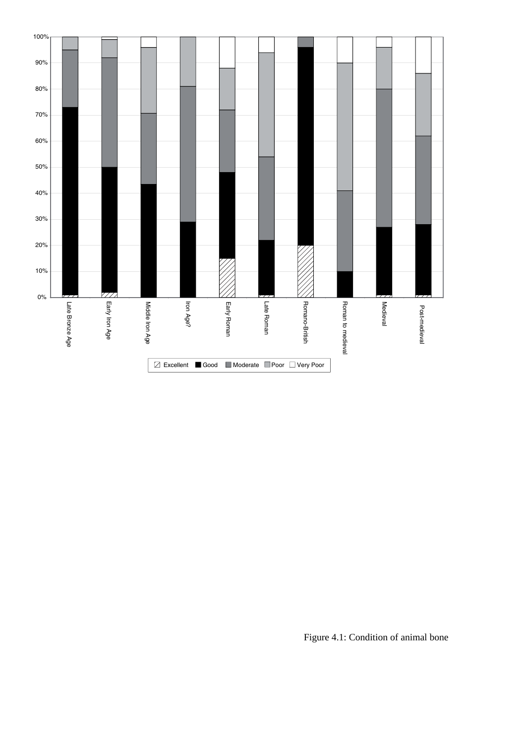Figure 4.1: Condition of animal bone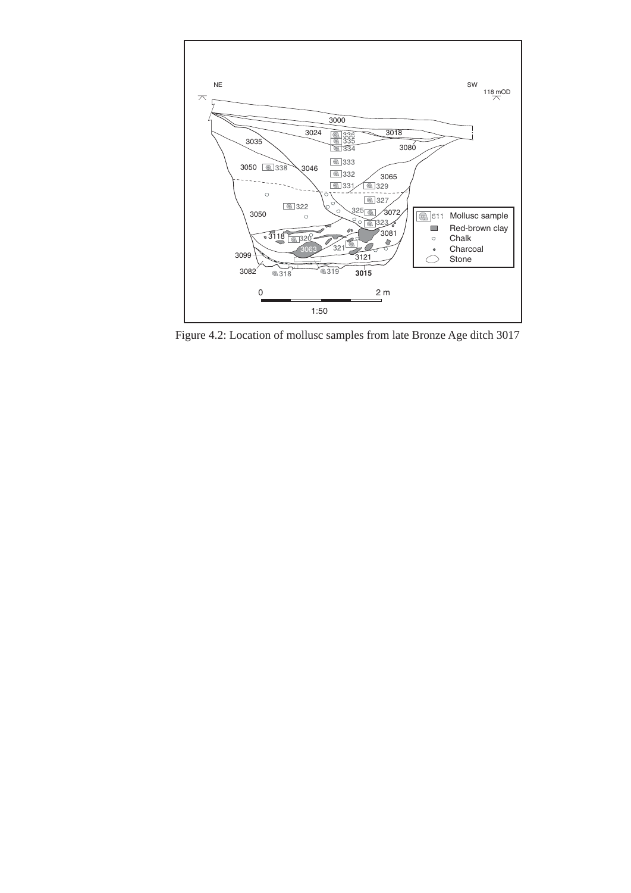Figure 4.2: Location of mollusc samples from late Bronze Age ditch 3017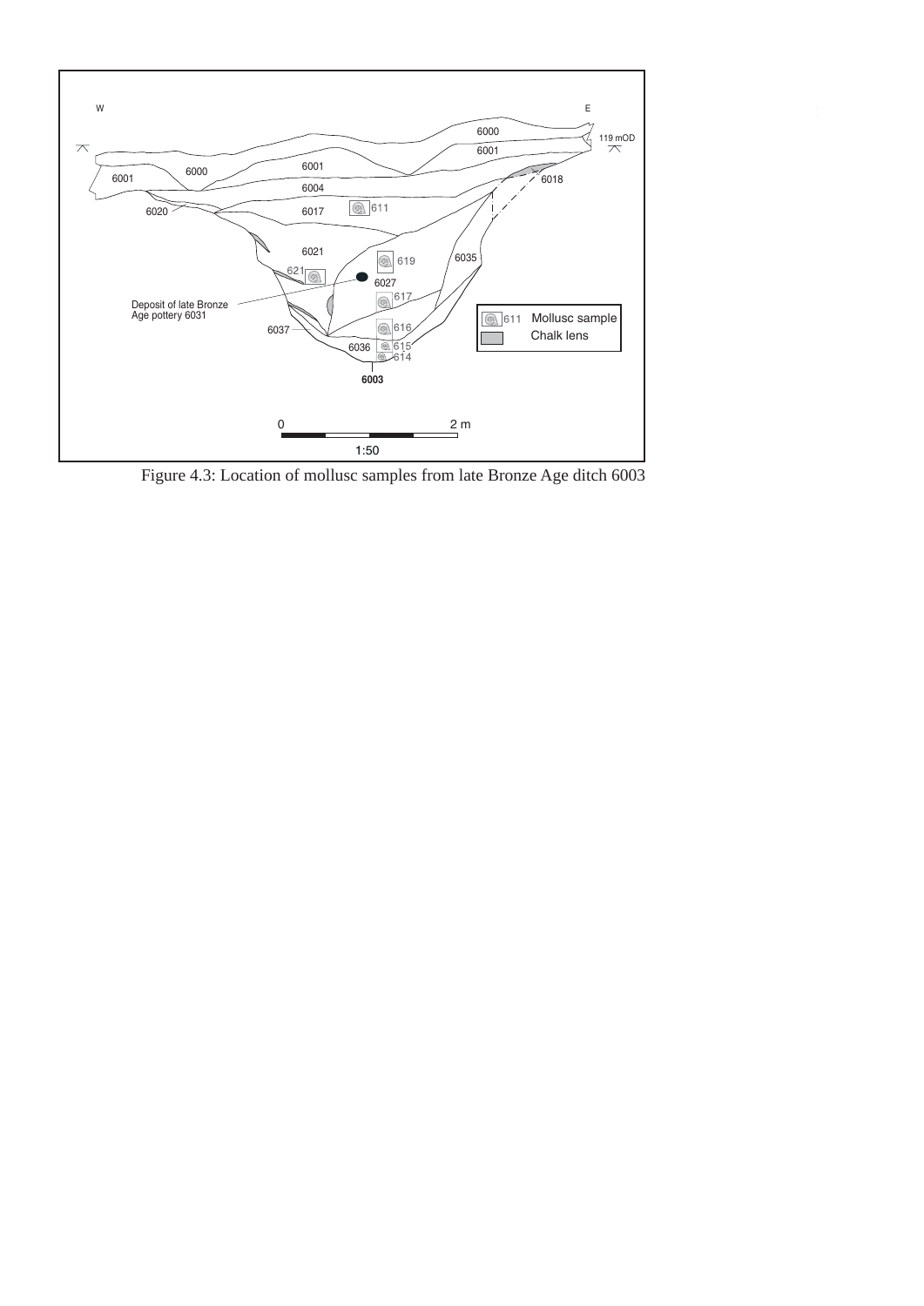Figure 4.3: Location of mollusc samples from late Bronze Age ditch 6003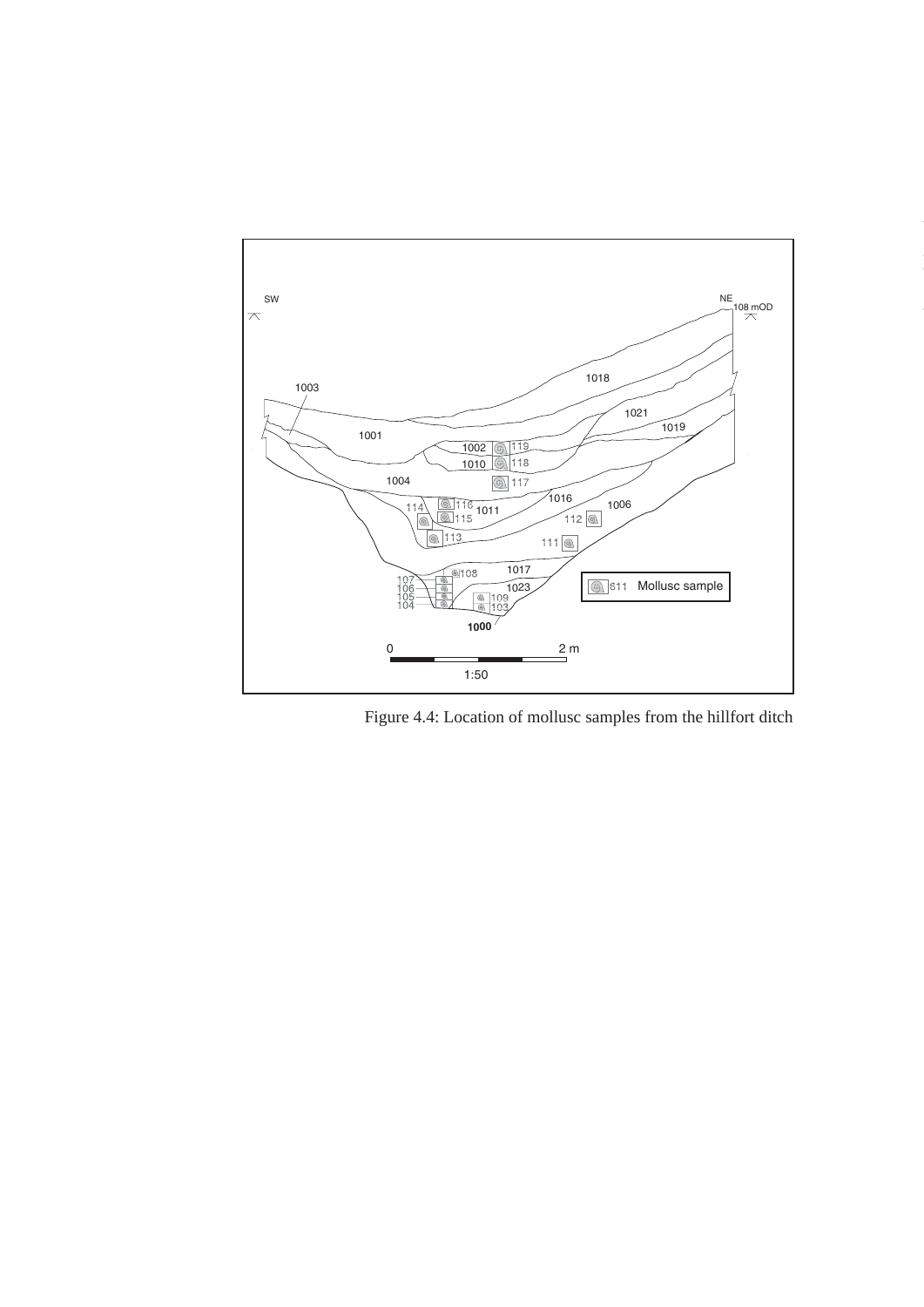Figure 4.4: Location of mollusc samples from the hillfort ditch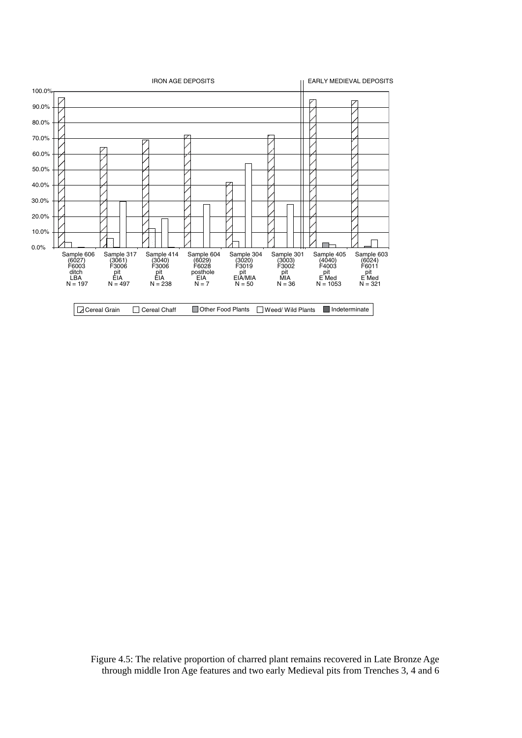Figure 4.5: The relative proportion of charred plant remains recovered in Late Bronze Age through middle Iron Age features and two early Medieval pits from Trenches 3, 4 and 6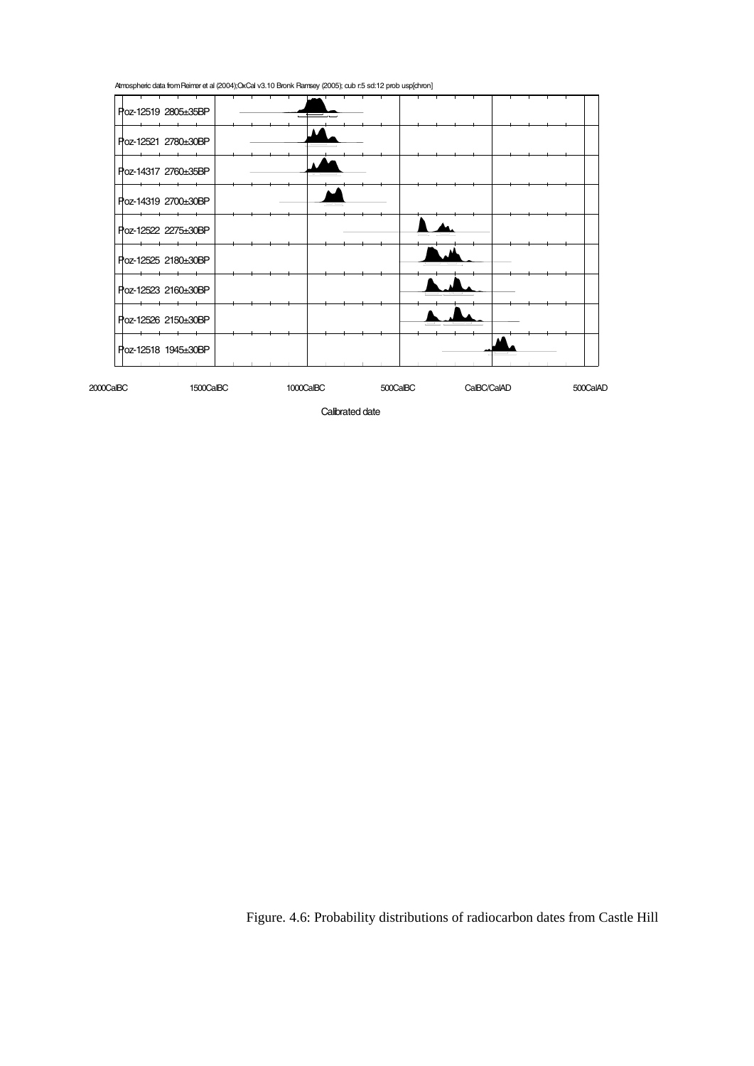Atmospheric data from Reimer et al (2004);OxCal v3.10 Bronk Ramsey (2005); cub r:5 sd:12 prob usp[chron]

Poz-12519 2805±35BP

Poz-12521 2780±30BP

Poz-14317 2760±35BP

Poz-14319 2700±30BP

Poz-12522 2275±30BP

Poz-12525 2180±30BP

Poz-12523 2160±30BP

Poz-12526 2150±30BP

Poz-12518 1945±30BP

2000CalBC 1500CalBC 1000CalBC 500CalBC CalBC/CalAD 500CalAD

Calibrated date

Figure. 4.6: Probability distributions of radiocarbon dates from Castle Hill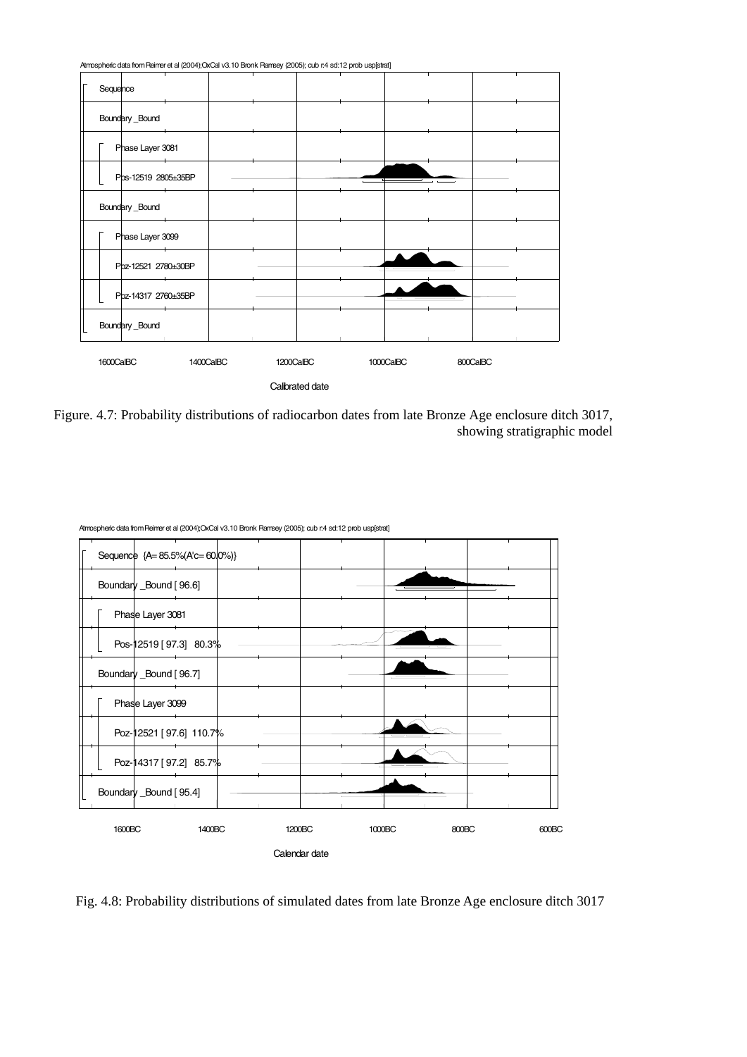Atmospheric data from Reimer et al (2004);OxCal v3.10 Bronk Ramsey (2005); cub r:4 sd:12 prob usp[strat]

Sequence

Boundary _Bound

Phase Layer 3081

Pos-12519 2805±35BP

Boundary _Bound

Phase Layer 3099

Poz-12521 2780±30BP

Poz-14317 2760±35BP

Boundary _Bound

1600CalBC 1400CalBC 1200CalBC 1000CalBC 800CalBC

Calibrated date

Figure. 4.7: Probability distributions of radiocarbon dates from late Bronze Age enclosure ditch 3017, showing stratigraphic model

Atmospheric data from Reimer et al (2004);OxCal v3.10 Bronk Ramsey (2005); cub r:4 sd:12 prob usp[strat]

Sequence {A= 85.5%(A'c= 60.0%)}

Boundary _Bound [ 96.6]

Phase Layer 3081

Pos-12519 [ 97.3] 80.3%

Boundary _Bound [ 96.7]

Phase Layer 3099

Poz-12521 [ 97.6] 110.7%

Poz-14317 [ 97.2] 85.7%

Boundary _Bound [ 95.4]

1600BC 1400BC 1200BC 1000BC 800BC 600BC

Calendar date

Fig. 4.8: Probability distributions of simulated dates from late Bronze Age enclosure ditch 3017